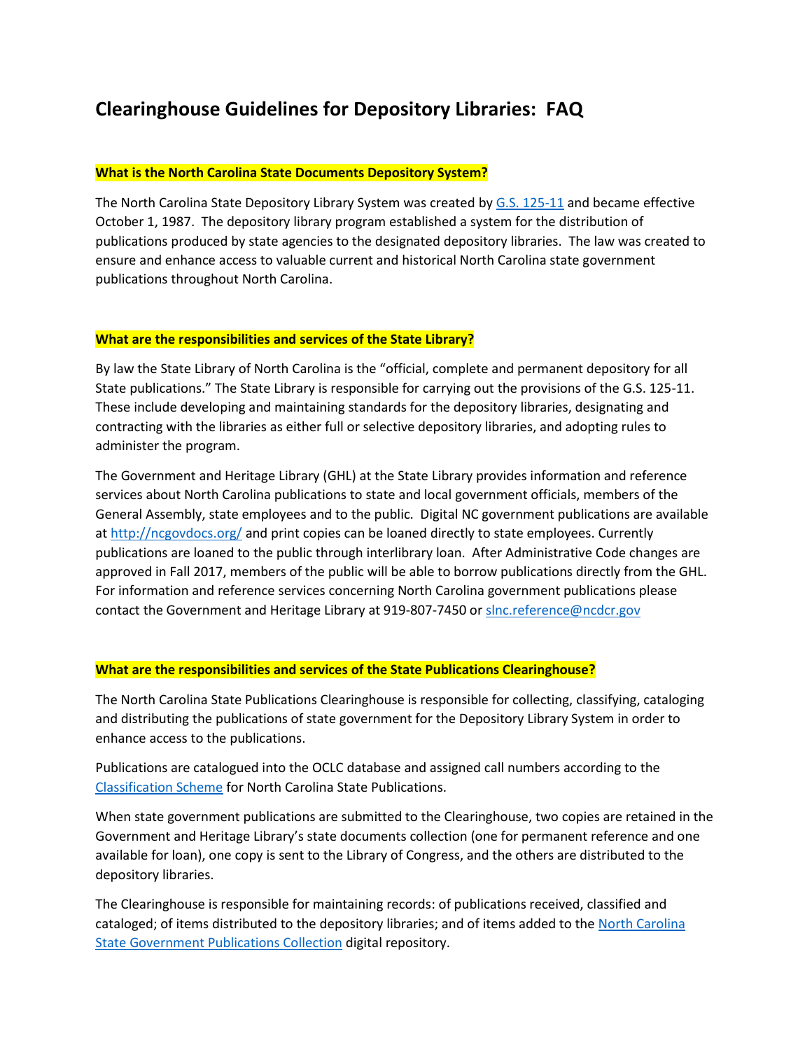# Clearinghouse Guidelines for Depository Libraries: FAQ

**What is the North Carolina State Documents Depository System?**

The North Carolina State Depository Library System was created by G.S. 125-11 and became effective October 1, 1987. The depository library program established a system for the distribution of publications produced by state agencies to the designated depository libraries. The law was created to ensure and enhance access to valuable current and historical North Carolina state government publications throughout North Carolina.

**What are the responsibilities and services of the State Library?**

By law the State Library of North Carolina is the "official, complete and permanent depository for all State publications." The State Library is responsible for carrying out the provisions of the G.S. 125-11. These include developing and maintaining standards for the depository libraries, designating and contracting with the libraries as either full or selective depository libraries, and adopting rules to administer the program.

The Government and Heritage Library (GHL) at the State Library provides information and reference services about North Carolina publications to state and local government officials, members of the General Assembly, state employees and to the public. Digital NC government publications are available at http://ncgovdocs.org/ and print copies can be loaned directly to state employees. Currently publications are loaned to the public through interlibrary loan. After Administrative Code changes are approved in Fall 2017, members of the public will be able to borrow publications directly from the GHL. For information and reference services concerning North Carolina government publications please contact the Government and Heritage Library at 919-807-7450 or slnc.reference@ncdcr.gov

**What are the responsibilities and services of the State Publications Clearinghouse?**

The North Carolina State Publications Clearinghouse is responsible for collecting, classifying, cataloging and distributing the publications of state government for the Depository Library System in order to enhance access to the publications.

Publications are catalogued into the OCLC database and assigned call numbers according to the Classification Scheme for North Carolina State Publications.

When state government publications are submitted to the Clearinghouse, two copies are retained in the Government and Heritage Library's state documents collection (one for permanent reference and one available for loan), one copy is sent to the Library of Congress, and the others are distributed to the depository libraries.

The Clearinghouse is responsible for maintaining records: of publications received, classified and cataloged; of items distributed to the depository libraries; and of items added to the North Carolina State Government Publications Collection digital repository.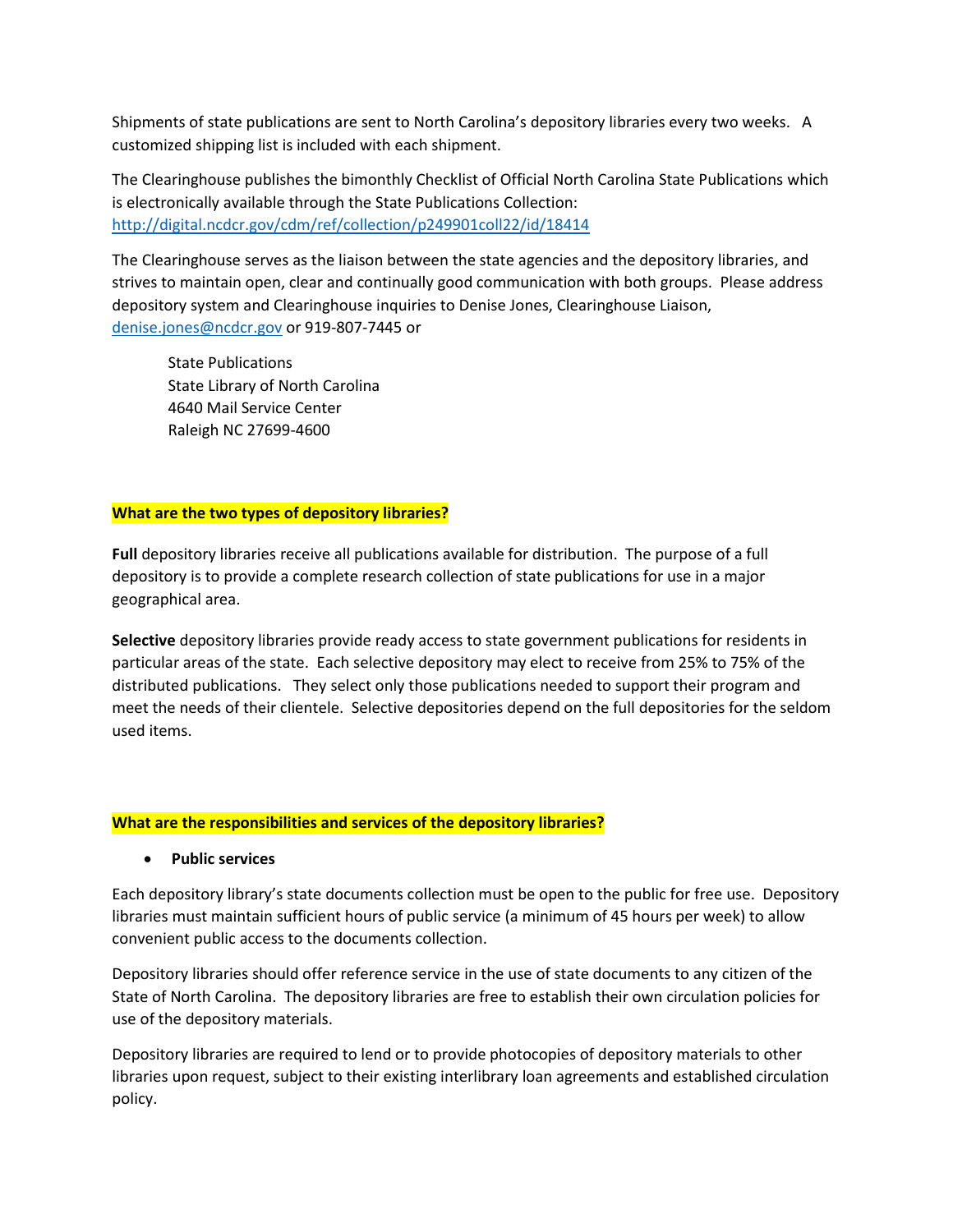Shipments of state publications are sent to North Carolina's depository libraries every two weeks. A customized shipping list is included with each shipment.

The Clearinghouse publishes the bimonthly Checklist of Official North Carolina State Publications which is electronically available through the State Publications Collection: http://digital.ncdcr.gov/cdm/ref/collection/p249901coll22/id/18414

The Clearinghouse serves as the liaison between the state agencies and the depository libraries, and strives to maintain open, clear and continually good communication with both groups. Please address depository system and Clearinghouse inquiries to Denise Jones, Clearinghouse Liaison, denise.jones@ncdcr.gov or 919-807-7445 or

State Publications
State Library of North Carolina
4640 Mail Service Center
Raleigh NC 27699-4600

**What are the two types of depository libraries?**

**Full** depository libraries receive all publications available for distribution. The purpose of a full depository is to provide a complete research collection of state publications for use in a major geographical area.

**Selective** depository libraries provide ready access to state government publications for residents in particular areas of the state. Each selective depository may elect to receive from 25% to 75% of the distributed publications. They select only those publications needed to support their program and meet the needs of their clientele. Selective depositories depend on the full depositories for the seldom used items.

**What are the responsibilities and services of the depository libraries?**

- **Public services**

Each depository library's state documents collection must be open to the public for free use. Depository libraries must maintain sufficient hours of public service (a minimum of 45 hours per week) to allow convenient public access to the documents collection.

Depository libraries should offer reference service in the use of state documents to any citizen of the State of North Carolina. The depository libraries are free to establish their own circulation policies for use of the depository materials.

Depository libraries are required to lend or to provide photocopies of depository materials to other libraries upon request, subject to their existing interlibrary loan agreements and established circulation policy.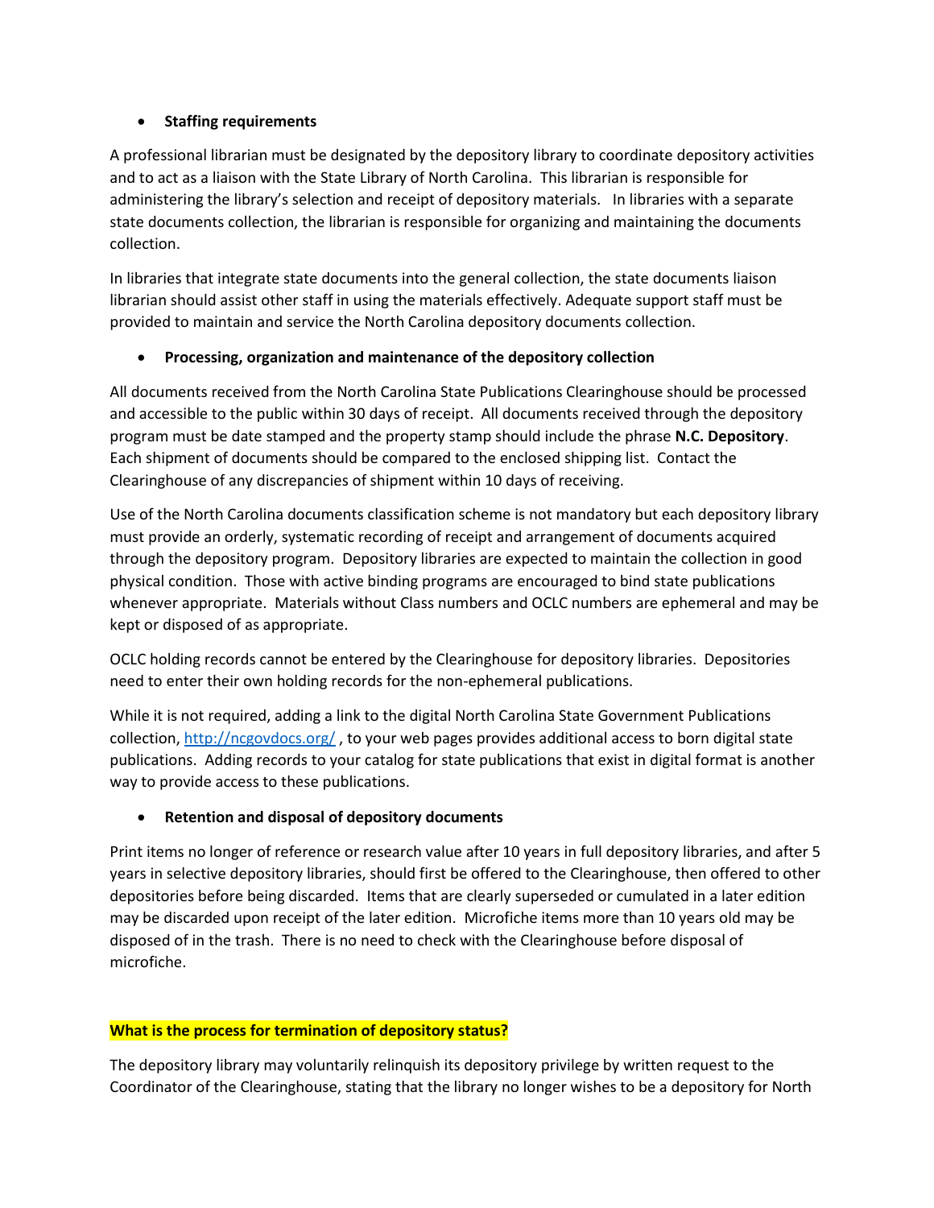- **Staffing requirements**

A professional librarian must be designated by the depository library to coordinate depository activities and to act as a liaison with the State Library of North Carolina. This librarian is responsible for administering the library's selection and receipt of depository materials. In libraries with a separate state documents collection, the librarian is responsible for organizing and maintaining the documents collection.

In libraries that integrate state documents into the general collection, the state documents liaison librarian should assist other staff in using the materials effectively. Adequate support staff must be provided to maintain and service the North Carolina depository documents collection.

- **Processing, organization and maintenance of the depository collection**

All documents received from the North Carolina State Publications Clearinghouse should be processed and accessible to the public within 30 days of receipt. All documents received through the depository program must be date stamped and the property stamp should include the phrase **N.C. Depository**. Each shipment of documents should be compared to the enclosed shipping list. Contact the Clearinghouse of any discrepancies of shipment within 10 days of receiving.

Use of the North Carolina documents classification scheme is not mandatory but each depository library must provide an orderly, systematic recording of receipt and arrangement of documents acquired through the depository program. Depository libraries are expected to maintain the collection in good physical condition. Those with active binding programs are encouraged to bind state publications whenever appropriate. Materials without Class numbers and OCLC numbers are ephemeral and may be kept or disposed of as appropriate.

OCLC holding records cannot be entered by the Clearinghouse for depository libraries. Depositories need to enter their own holding records for the non-ephemeral publications.

While it is not required, adding a link to the digital North Carolina State Government Publications collection, [http://ncgovdocs.org/](http://ncgovdocs.org/) , to your web pages provides additional access to born digital state publications. Adding records to your catalog for state publications that exist in digital format is another way to provide access to these publications.

- **Retention and disposal of depository documents**

Print items no longer of reference or research value after 10 years in full depository libraries, and after 5 years in selective depository libraries, should first be offered to the Clearinghouse, then offered to other depositories before being discarded. Items that are clearly superseded or cumulated in a later edition may be discarded upon receipt of the later edition. Microfiche items more than 10 years old may be disposed of in the trash. There is no need to check with the Clearinghouse before disposal of microfiche.

**What is the process for termination of depository status?**

The depository library may voluntarily relinquish its depository privilege by written request to the Coordinator of the Clearinghouse, stating that the library no longer wishes to be a depository for North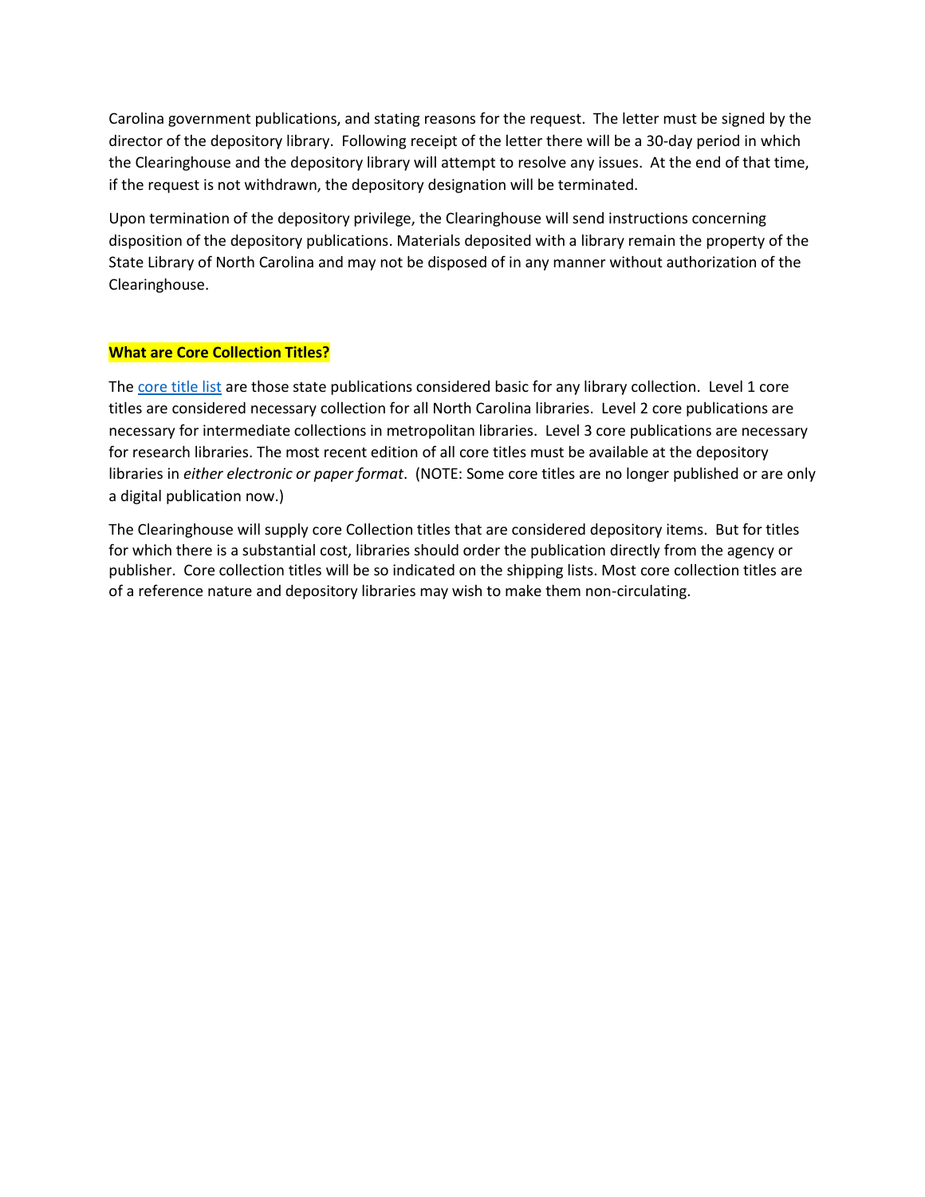Carolina government publications, and stating reasons for the request. The letter must be signed by the director of the depository library. Following receipt of the letter there will be a 30-day period in which the Clearinghouse and the depository library will attempt to resolve any issues. At the end of that time, if the request is not withdrawn, the depository designation will be terminated.

Upon termination of the depository privilege, the Clearinghouse will send instructions concerning disposition of the depository publications. Materials deposited with a library remain the property of the State Library of North Carolina and may not be disposed of in any manner without authorization of the Clearinghouse.

**What are Core Collection Titles?**

The core title list are those state publications considered basic for any library collection. Level 1 core titles are considered necessary collection for all North Carolina libraries. Level 2 core publications are necessary for intermediate collections in metropolitan libraries. Level 3 core publications are necessary for research libraries. The most recent edition of all core titles must be available at the depository libraries in *either electronic or paper format*. (NOTE: Some core titles are no longer published or are only a digital publication now.)

The Clearinghouse will supply core Collection titles that are considered depository items. But for titles for which there is a substantial cost, libraries should order the publication directly from the agency or publisher. Core collection titles will be so indicated on the shipping lists. Most core collection titles are of a reference nature and depository libraries may wish to make them non-circulating.